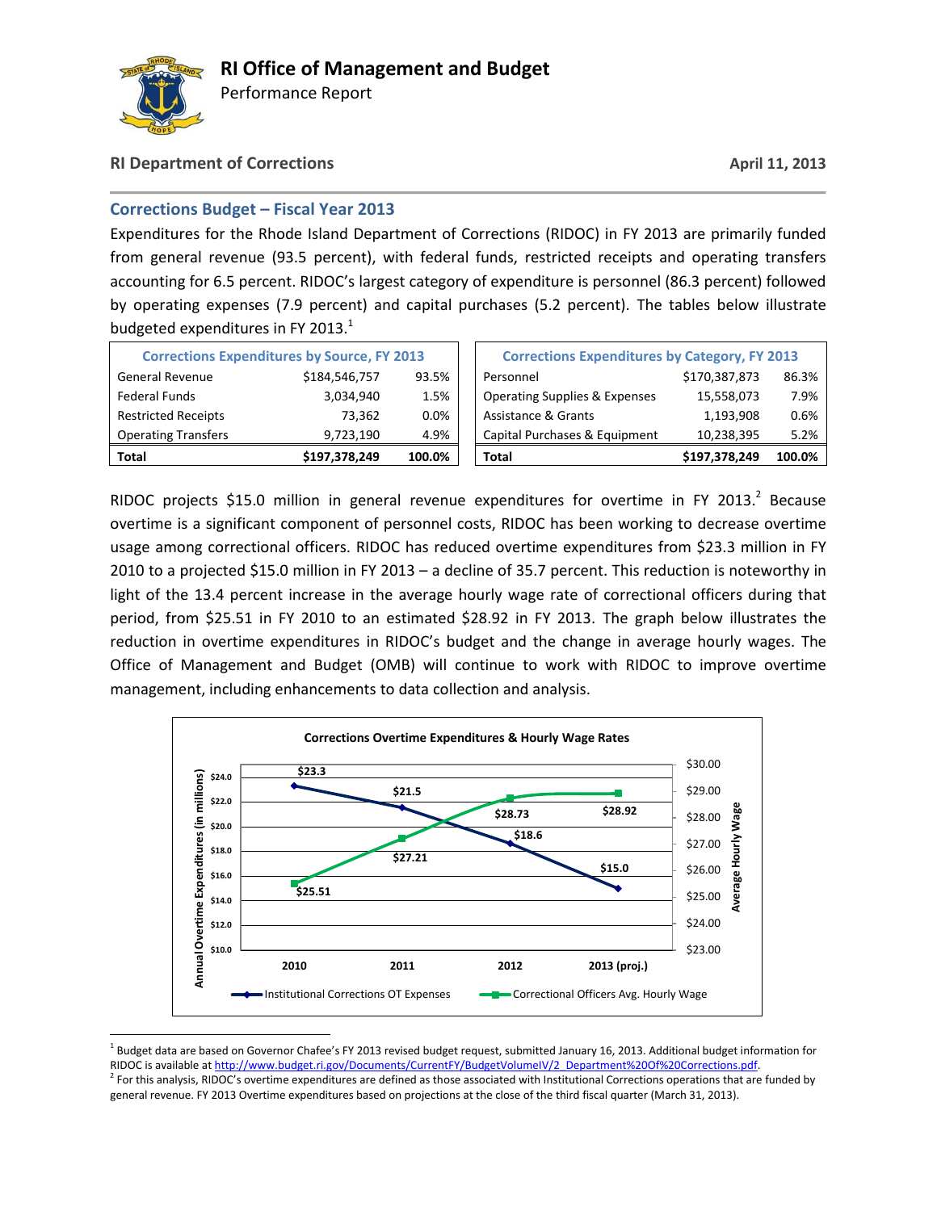# RI Office of Management and Budget

Performance Report

**RI Department of Corrections** **April 11, 2013**

## Corrections Budget – Fiscal Year 2013

Expenditures for the Rhode Island Department of Corrections (RIDOC) in FY 2013 are primarily funded from general revenue (93.5 percent), with federal funds, restricted receipts and operating transfers accounting for 6.5 percent. RIDOC's largest category of expenditure is personnel (86.3 percent) followed by operating expenses (7.9 percent) and capital purchases (5.2 percent). The tables below illustrate budgeted expenditures in FY 2013.[1]

| Corrections Expenditures by Source, FY 2013 | | |
|---|---|---|
| General Revenue | $184,546,757 | 93.5% |
| Federal Funds | 3,034,940 | 1.5% |
| Restricted Receipts | 73,362 | 0.0% |
| Operating Transfers | 9,723,190 | 4.9% |
| **Total** | **$197,378,249** | **100.0%** |

| Corrections Expenditures by Category, FY 2013 | | |
|---|---|---|
| Personnel | $170,387,873 | 86.3% |
| Operating Supplies & Expenses | 15,558,073 | 7.9% |
| Assistance & Grants | 1,193,908 | 0.6% |
| Capital Purchases & Equipment | 10,238,395 | 5.2% |
| **Total** | **$197,378,249** | **100.0%** |

RIDOC projects $15.0 million in general revenue expenditures for overtime in FY 2013.[2] Because overtime is a significant component of personnel costs, RIDOC has been working to decrease overtime usage among correctional officers. RIDOC has reduced overtime expenditures from $23.3 million in FY 2010 to a projected $15.0 million in FY 2013 – a decline of 35.7 percent. This reduction is noteworthy in light of the 13.4 percent increase in the average hourly wage rate of correctional officers during that period, from $25.51 in FY 2010 to an estimated $28.92 in FY 2013. The graph below illustrates the reduction in overtime expenditures in RIDOC's budget and the change in average hourly wages. The Office of Management and Budget (OMB) will continue to work with RIDOC to improve overtime management, including enhancements to data collection and analysis.

**Corrections Overtime Expenditures & Hourly Wage Rates**

| | 2010 | 2011 | 2012 | 2013 (proj.) |
|---|---|---|---|---|
| Institutional Corrections OT Expenses (in millions) | $23.3 | $21.5 | $18.6 | $15.0 |
| Correctional Officers Avg. Hourly Wage | $25.51 | $27.21 | $28.73 | $28.92 |

[1] Budget data are based on Governor Chafee's FY 2013 revised budget request, submitted January 16, 2013. Additional budget information for RIDOC is available at http://www.budget.ri.gov/Documents/CurrentFY/BudgetVolumeIV/2_Department%20Of%20Corrections.pdf.

[2] For this analysis, RIDOC's overtime expenditures are defined as those associated with Institutional Corrections operations that are funded by general revenue. FY 2013 Overtime expenditures based on projections at the close of the third fiscal quarter (March 31, 2013).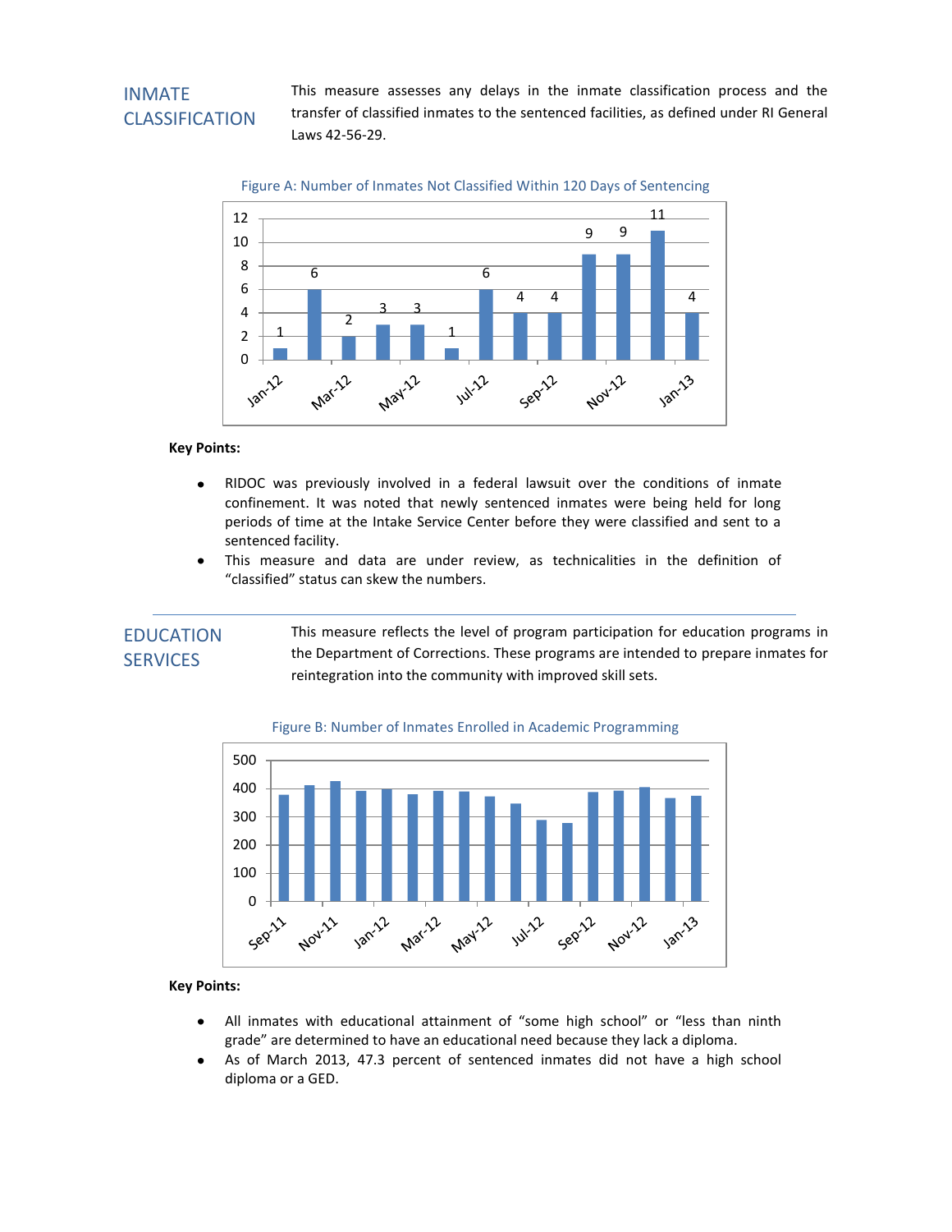## INMATE CLASSIFICATION

This measure assesses any delays in the inmate classification process and the transfer of classified inmates to the sentenced facilities, as defined under RI General Laws 42-56-29.

Figure A: Number of Inmates Not Classified Within 120 Days of Sentencing

| Month | Number |
|---|---|
| Jan-12 | 1 |
| Feb-12 | 6 |
| Mar-12 | 2 |
| Apr-12 | 3 |
| May-12 | 3 |
| Jun-12 | 1 |
| Jul-12 | 6 |
| Aug-12 | 4 |
| Sep-12 | 4 |
| Oct-12 | 9 |
| Nov-12 | 9 |
| Dec-12 | 11 |
| Jan-13 | 4 |

**Key Points:**

- RIDOC was previously involved in a federal lawsuit over the conditions of inmate confinement. It was noted that newly sentenced inmates were being held for long periods of time at the Intake Service Center before they were classified and sent to a sentenced facility.
- This measure and data are under review, as technicalities in the definition of "classified" status can skew the numbers.

## EDUCATION SERVICES

This measure reflects the level of program participation for education programs in the Department of Corrections. These programs are intended to prepare inmates for reintegration into the community with improved skill sets.

Figure B: Number of Inmates Enrolled in Academic Programming

**Key Points:**

- All inmates with educational attainment of "some high school" or "less than ninth grade" are determined to have an educational need because they lack a diploma.
- As of March 2013, 47.3 percent of sentenced inmates did not have a high school diploma or a GED.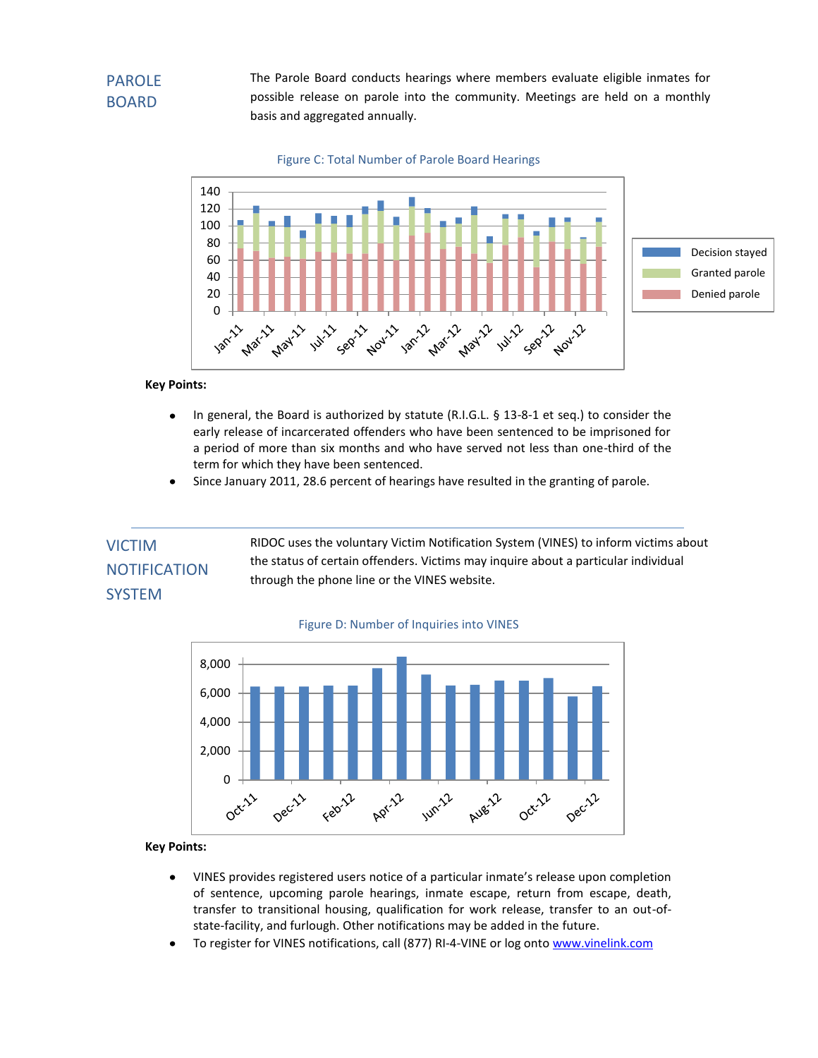## PAROLE BOARD

The Parole Board conducts hearings where members evaluate eligible inmates for possible release on parole into the community. Meetings are held on a monthly basis and aggregated annually.

Figure C: Total Number of Parole Board Hearings

**Key Points:**

- In general, the Board is authorized by statute (R.I.G.L. § 13-8-1 et seq.) to consider the early release of incarcerated offenders who have been sentenced to be imprisoned for a period of more than six months and who have served not less than one-third of the term for which they have been sentenced.
- Since January 2011, 28.6 percent of hearings have resulted in the granting of parole.

## VICTIM NOTIFICATION SYSTEM

RIDOC uses the voluntary Victim Notification System (VINES) to inform victims about the status of certain offenders. Victims may inquire about a particular individual through the phone line or the VINES website.

Figure D: Number of Inquiries into VINES

**Key Points:**

- VINES provides registered users notice of a particular inmate's release upon completion of sentence, upcoming parole hearings, inmate escape, return from escape, death, transfer to transitional housing, qualification for work release, transfer to an out-of-state-facility, and furlough. Other notifications may be added in the future.
- To register for VINES notifications, call (877) RI-4-VINE or log onto www.vinelink.com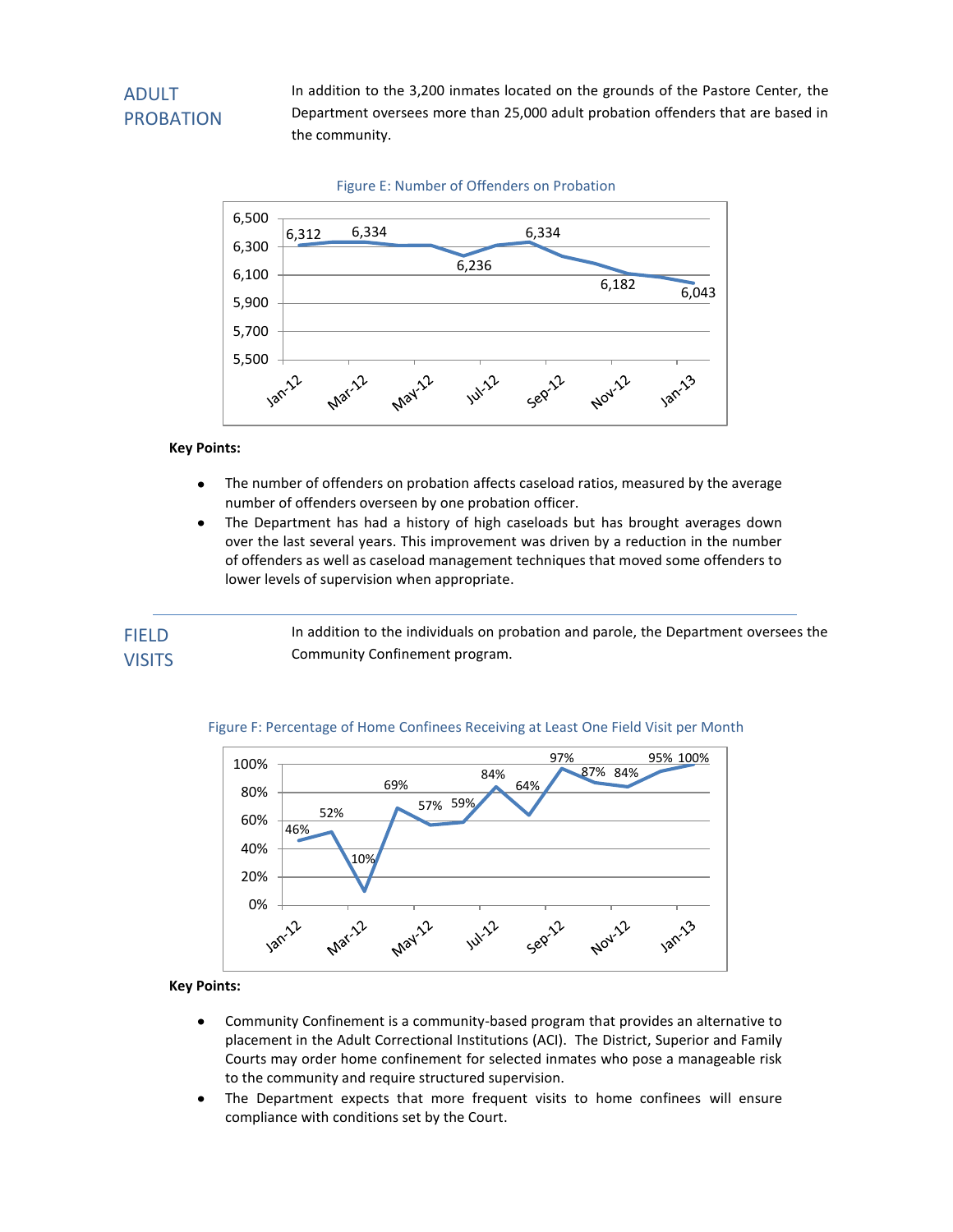## ADULT PROBATION

In addition to the 3,200 inmates located on the grounds of the Pastore Center, the Department oversees more than 25,000 adult probation offenders that are based in the community.

Figure E: Number of Offenders on Probation

| Month | Offenders |
|---|---|
| Jan-12 | 6,312 |
| Mar-12 | 6,334 |
| Jul-12 | 6,236 |
| Sep-12 | 6,334 |
| Nov-12 | 6,182 |
| Jan-13 | 6,043 |

**Key Points:**

- The number of offenders on probation affects caseload ratios, measured by the average number of offenders overseen by one probation officer.
- The Department has had a history of high caseloads but has brought averages down over the last several years. This improvement was driven by a reduction in the number of offenders as well as caseload management techniques that moved some offenders to lower levels of supervision when appropriate.

---

## FIELD VISITS

In addition to the individuals on probation and parole, the Department oversees the Community Confinement program.

Figure F: Percentage of Home Confinees Receiving at Least One Field Visit per Month

| Month | Percentage |
|---|---|
| Jan-12 | 46% |
| Feb-12 | 52% |
| Mar-12 | 10% |
| Apr-12 | 69% |
| May-12 | 57% |
| Jun-12 | 59% |
| Jul-12 | 84% |
| Aug-12 | 64% |
| Sep-12 | 97% |
| Oct-12 | 87% |
| Nov-12 | 84% |
| Dec-12 | 95% |
| Jan-13 | 100% |

**Key Points:**

- Community Confinement is a community-based program that provides an alternative to placement in the Adult Correctional Institutions (ACI). The District, Superior and Family Courts may order home confinement for selected inmates who pose a manageable risk to the community and require structured supervision.
- The Department expects that more frequent visits to home confinees will ensure compliance with conditions set by the Court.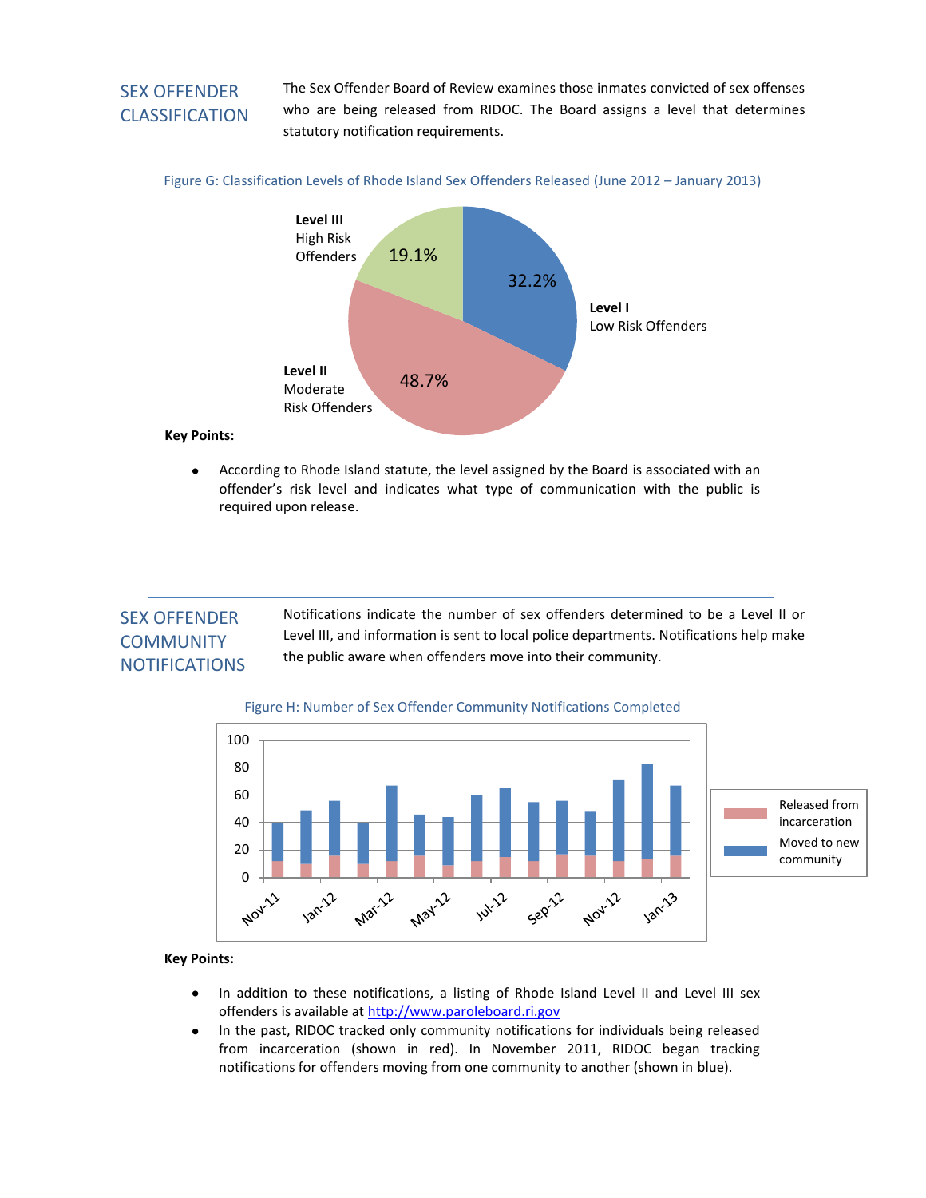## SEX OFFENDER CLASSIFICATION

The Sex Offender Board of Review examines those inmates convicted of sex offenses who are being released from RIDOC. The Board assigns a level that determines statutory notification requirements.

Figure G: Classification Levels of Rhode Island Sex Offenders Released (June 2012 – January 2013)

| Level | Percentage |
|---|---|
| Level I Low Risk Offenders | 32.2% |
| Level II Moderate Risk Offenders | 48.7% |
| Level III High Risk Offenders | 19.1% |

**Key Points:**

- According to Rhode Island statute, the level assigned by the Board is associated with an offender's risk level and indicates what type of communication with the public is required upon release.

## SEX OFFENDER COMMUNITY NOTIFICATIONS

Notifications indicate the number of sex offenders determined to be a Level II or Level III, and information is sent to local police departments. Notifications help make the public aware when offenders move into their community.

Figure H: Number of Sex Offender Community Notifications Completed

**Key Points:**

- In addition to these notifications, a listing of Rhode Island Level II and Level III sex offenders is available at [http://www.paroleboard.ri.gov](http://www.paroleboard.ri.gov)
- In the past, RIDOC tracked only community notifications for individuals being released from incarceration (shown in red). In November 2011, RIDOC began tracking notifications for offenders moving from one community to another (shown in blue).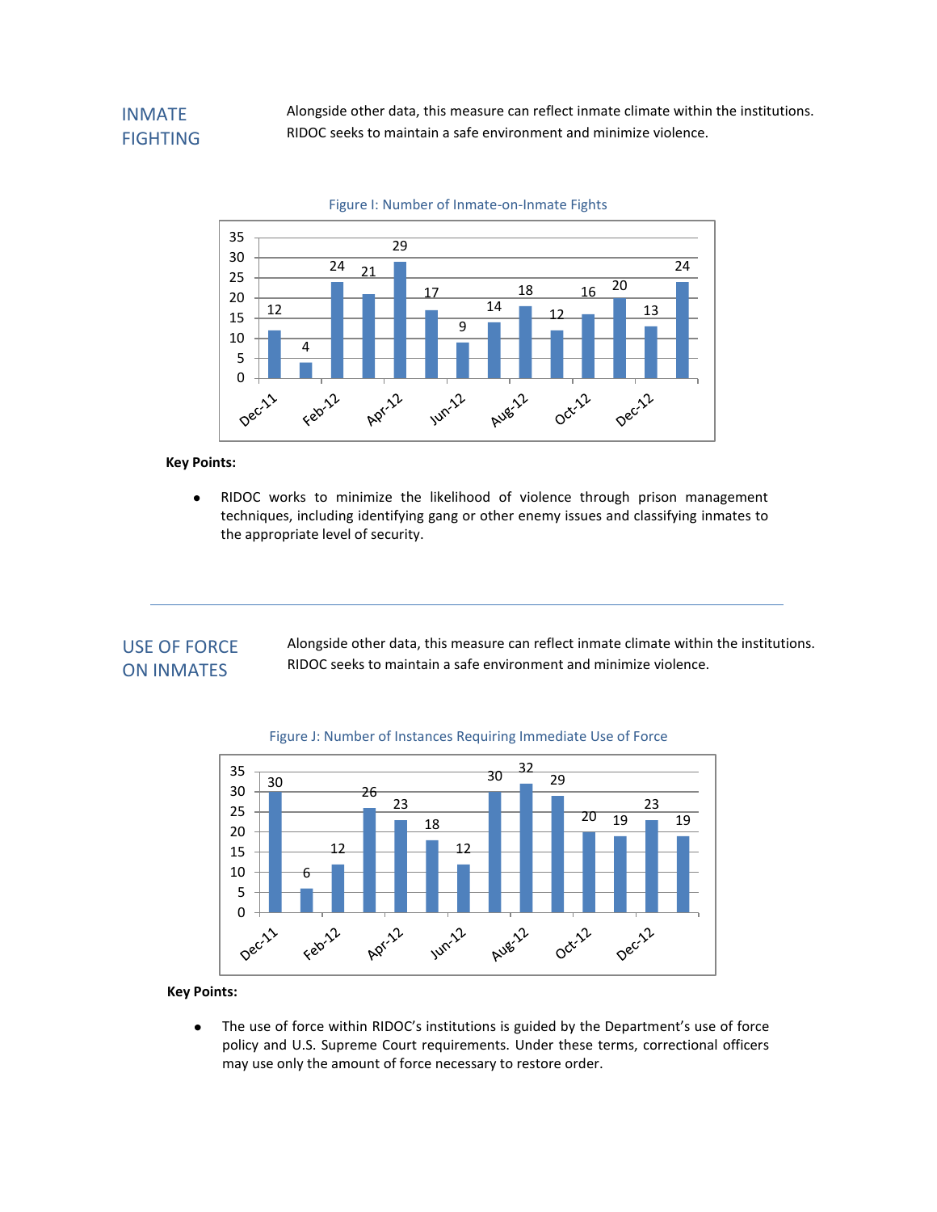## INMATE FIGHTING

Alongside other data, this measure can reflect inmate climate within the institutions. RIDOC seeks to maintain a safe environment and minimize violence.

Figure I: Number of Inmate-on-Inmate Fights

| Month | Fights |
|---|---|
| Dec-11 | 12 |
| Jan-12 | 4 |
| Feb-12 | 24 |
| Mar-12 | 21 |
| Apr-12 | 29 |
| May-12 | 17 |
| Jun-12 | 9 |
| Jul-12 | 14 |
| Aug-12 | 18 |
| Sep-12 | 12 |
| Oct-12 | 16 |
| Nov-12 | 20 |
| Dec-12 | 13 |
| Jan-13 | 24 |

**Key Points:**

- RIDOC works to minimize the likelihood of violence through prison management techniques, including identifying gang or other enemy issues and classifying inmates to the appropriate level of security.

---

## USE OF FORCE ON INMATES

Alongside other data, this measure can reflect inmate climate within the institutions. RIDOC seeks to maintain a safe environment and minimize violence.

Figure J: Number of Instances Requiring Immediate Use of Force

| Month | Instances |
|---|---|
| Dec-11 | 30 |
| Jan-12 | 6 |
| Feb-12 | 12 |
| Mar-12 | 26 |
| Apr-12 | 23 |
| May-12 | 18 |
| Jun-12 | 12 |
| Jul-12 | 30 |
| Aug-12 | 32 |
| Sep-12 | 29 |
| Oct-12 | 20 |
| Nov-12 | 19 |
| Dec-12 | 23 |
| Jan-13 | 19 |

**Key Points:**

- The use of force within RIDOC's institutions is guided by the Department's use of force policy and U.S. Supreme Court requirements. Under these terms, correctional officers may use only the amount of force necessary to restore order.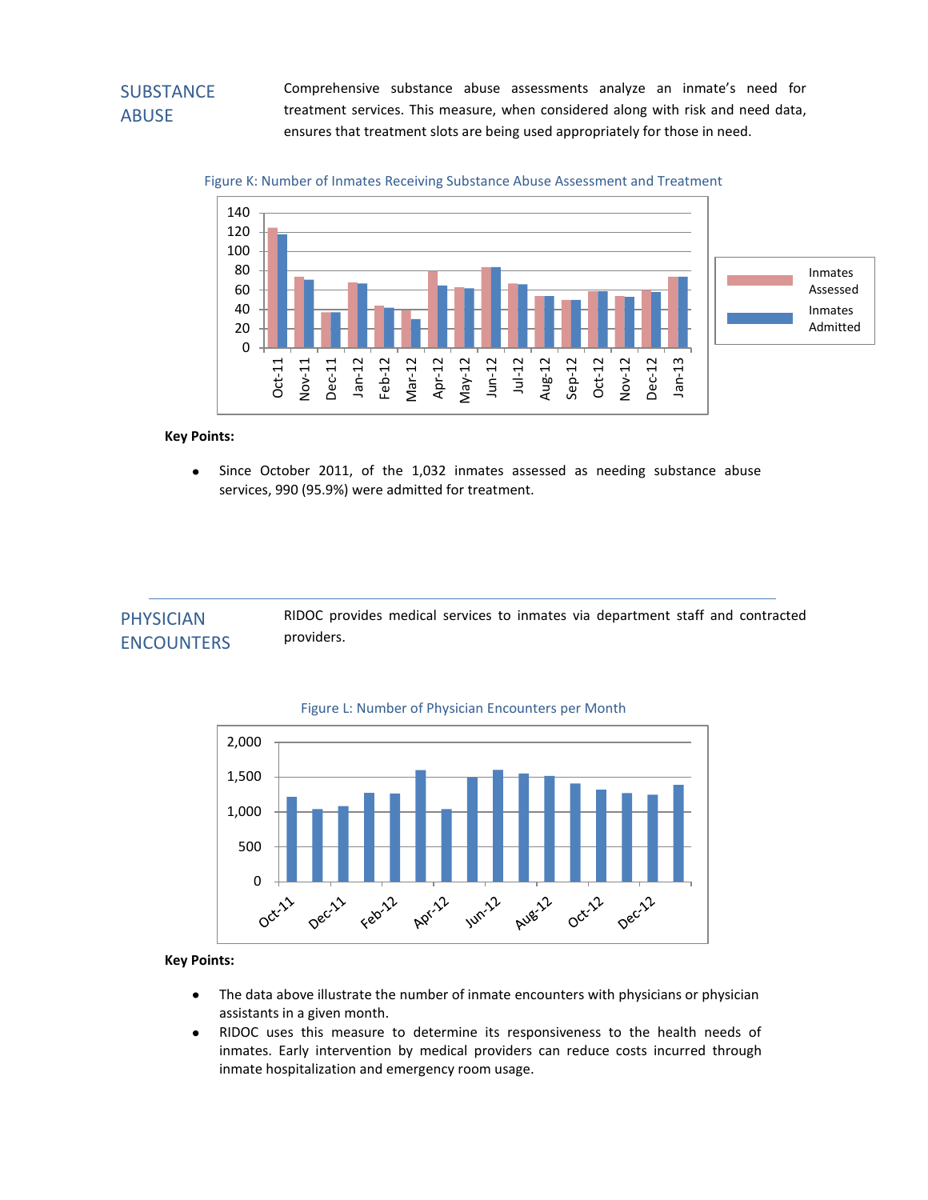## SUBSTANCE ABUSE

Comprehensive substance abuse assessments analyze an inmate's need for treatment services. This measure, when considered along with risk and need data, ensures that treatment slots are being used appropriately for those in need.

Figure K: Number of Inmates Receiving Substance Abuse Assessment and Treatment

**Key Points:**

- Since October 2011, of the 1,032 inmates assessed as needing substance abuse services, 990 (95.9%) were admitted for treatment.

## PHYSICIAN ENCOUNTERS

RIDOC provides medical services to inmates via department staff and contracted providers.

Figure L: Number of Physician Encounters per Month

**Key Points:**

- The data above illustrate the number of inmate encounters with physicians or physician assistants in a given month.
- RIDOC uses this measure to determine its responsiveness to the health needs of inmates. Early intervention by medical providers can reduce costs incurred through inmate hospitalization and emergency room usage.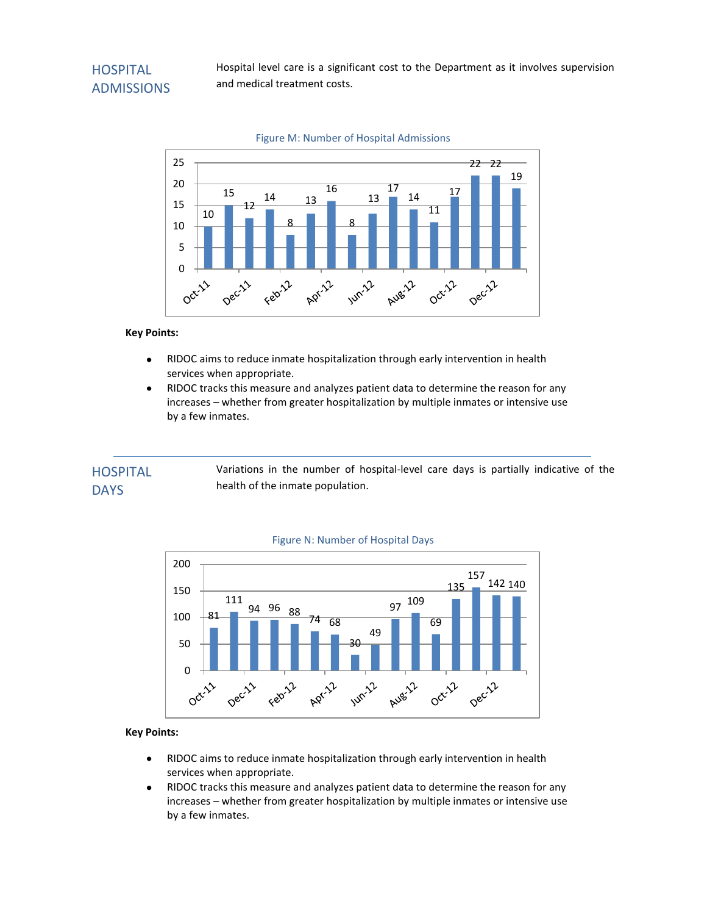## HOSPITAL ADMISSIONS

Hospital level care is a significant cost to the Department as it involves supervision and medical treatment costs.

Figure M: Number of Hospital Admissions

| Month | Admissions |
|---|---|
| Oct-11 | 10 |
| Nov-11 | 15 |
| Dec-11 | 12 |
| Jan-12 | 14 |
| Feb-12 | 8 |
| Mar-12 | 13 |
| Apr-12 | 16 |
| May-12 | 8 |
| Jun-12 | 13 |
| Jul-12 | 17 |
| Aug-12 | 14 |
| Sep-12 | 11 |
| Oct-12 | 17 |
| Nov-12 | 22 |
| Dec-12 | 22 |
| Jan-13 | 19 |

**Key Points:**

- RIDOC aims to reduce inmate hospitalization through early intervention in health services when appropriate.
- RIDOC tracks this measure and analyzes patient data to determine the reason for any increases – whether from greater hospitalization by multiple inmates or intensive use by a few inmates.

---

## HOSPITAL DAYS

Variations in the number of hospital-level care days is partially indicative of the health of the inmate population.

Figure N: Number of Hospital Days

| Month | Hospital Days |
|---|---|
| Oct-11 | 81 |
| Nov-11 | 111 |
| Dec-11 | 94 |
| Jan-12 | 96 |
| Feb-12 | 88 |
| Mar-12 | 74 |
| Apr-12 | 68 |
| May-12 | 30 |
| Jun-12 | 49 |
| Jul-12 | 97 |
| Aug-12 | 109 |
| Sep-12 | 69 |
| Oct-12 | 135 |
| Nov-12 | 157 |
| Dec-12 | 142 |
| Jan-13 | 140 |

**Key Points:**

- RIDOC aims to reduce inmate hospitalization through early intervention in health services when appropriate.
- RIDOC tracks this measure and analyzes patient data to determine the reason for any increases – whether from greater hospitalization by multiple inmates or intensive use by a few inmates.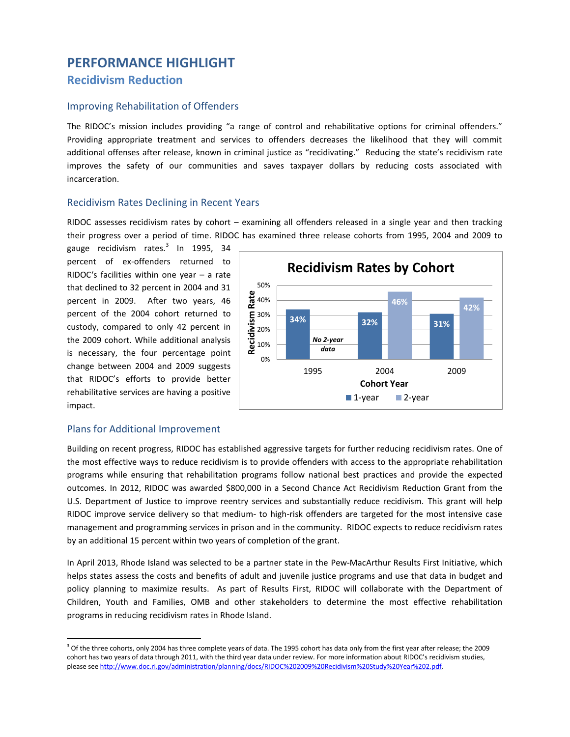# PERFORMANCE HIGHLIGHT

## Recidivism Reduction

### Improving Rehabilitation of Offenders

The RIDOC's mission includes providing "a range of control and rehabilitative options for criminal offenders." Providing appropriate treatment and services to offenders decreases the likelihood that they will commit additional offenses after release, known in criminal justice as "recidivating." Reducing the state's recidivism rate improves the safety of our communities and saves taxpayer dollars by reducing costs associated with incarceration.

### Recidivism Rates Declining in Recent Years

RIDOC assesses recidivism rates by cohort – examining all offenders released in a single year and then tracking their progress over a period of time. RIDOC has examined three release cohorts from 1995, 2004 and 2009 to gauge recidivism rates.[3] In 1995, 34 percent of ex-offenders returned to RIDOC's facilities within one year – a rate that declined to 32 percent in 2004 and 31 percent in 2009. After two years, 46 percent of the 2004 cohort returned to custody, compared to only 42 percent in the 2009 cohort. While additional analysis is necessary, the four percentage point change between 2004 and 2009 suggests that RIDOC's efforts to provide better rehabilitative services are having a positive impact.

Recidivism Rates by Cohort

Recidivism Rate

50%
40%
30%
20%
10%
0%

34%
*No 2-year data*
32%
46%
31%
42%

1995
2004
2009

Cohort Year

1-year
2-year

### Plans for Additional Improvement

Building on recent progress, RIDOC has established aggressive targets for further reducing recidivism rates. One of the most effective ways to reduce recidivism is to provide offenders with access to the appropriate rehabilitation programs while ensuring that rehabilitation programs follow national best practices and provide the expected outcomes. In 2012, RIDOC was awarded $800,000 in a Second Chance Act Recidivism Reduction Grant from the U.S. Department of Justice to improve reentry services and substantially reduce recidivism. This grant will help RIDOC improve service delivery so that medium- to high-risk offenders are targeted for the most intensive case management and programming services in prison and in the community. RIDOC expects to reduce recidivism rates by an additional 15 percent within two years of completion of the grant.

In April 2013, Rhode Island was selected to be a partner state in the Pew-MacArthur Results First Initiative, which helps states assess the costs and benefits of adult and juvenile justice programs and use that data in budget and policy planning to maximize results. As part of Results First, RIDOC will collaborate with the Department of Children, Youth and Families, OMB and other stakeholders to determine the most effective rehabilitation programs in reducing recidivism rates in Rhode Island.

---

[3] Of the three cohorts, only 2004 has three complete years of data. The 1995 cohort has data only from the first year after release; the 2009 cohort has two years of data through 2011, with the third year data under review. For more information about RIDOC's recidivism studies, please see http://www.doc.ri.gov/administration/planning/docs/RIDOC%202009%20Recidivism%20Study%20Year%202.pdf.